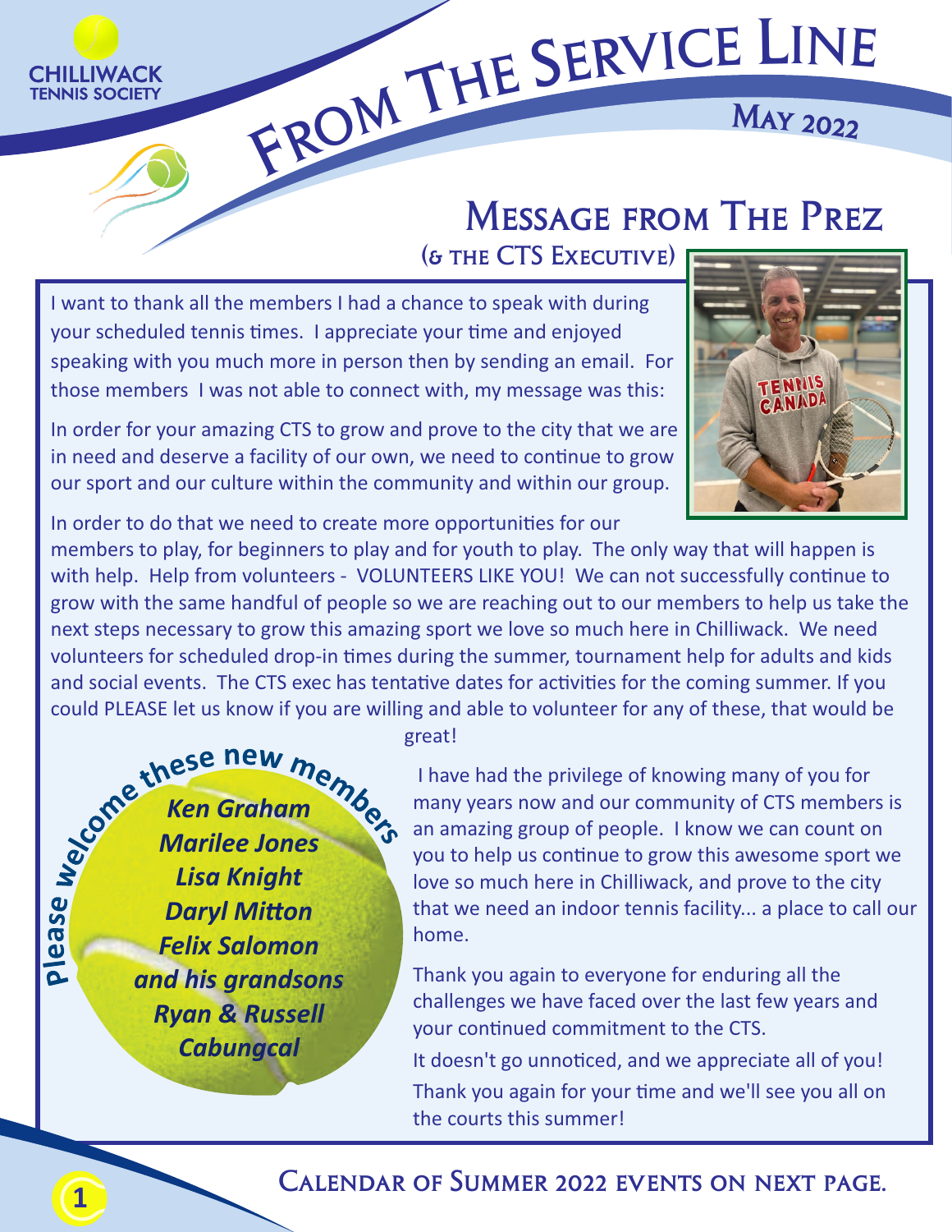CHILLIWACK TENNIS SOCIETY

# From The Service Line

May 2022

## Message from The Prez

(& the CTS Executive)

I want to thank all the members I had a chance to speak with during your scheduled tennis times. I appreciate your time and enjoyed speaking with you much more in person then by sending an email. For those members I was not able to connect with, my message was this:

In order for your amazing CTS to grow and prove to the city that we are in need and deserve a facility of our own, we need to continue to grow our sport and our culture within the community and within our group.

In order to do that we need to create more opportunities for our members to play, for beginners to play and for youth to play. The only way that will happen is with help. Help from volunteers - VOLUNTEERS LIKE YOU! We can not successfully continue to grow with the same handful of people so we are reaching out to our members to help us take the next steps necessary to grow this amazing sport we love so much here in Chilliwack. We need volunteers for scheduled drop-in times during the summer, tournament help for adults and kids and social events. The CTS exec has tentative dates for activities for the coming summer. If you could PLEASE let us know if you are willing and able to volunteer for any of these, that would be great!

I have had the privilege of knowing many of you for many years now and our community of CTS members is an amazing group of people. I know we can count on you to help us continue to grow this awesome sport we love so much here in Chilliwack, and prove to the city that we need an indoor tennis facility... a place to call our home.

Thank you again to everyone for enduring all the challenges we have faced over the last few years and your continued commitment to the CTS.

It doesn't go unnoticed, and we appreciate all of you!

Thank you again for your time and we'll see you all on the courts this summer!

**Please welcome these new members**

***Ken Graham***
***Marilee Jones***
***Lisa Knight***
***Daryl Mitton***
***Felix Salomon***
***and his grandsons***
***Ryan & Russell Cabungcal***

### Calendar of Summer 2022 events on next page.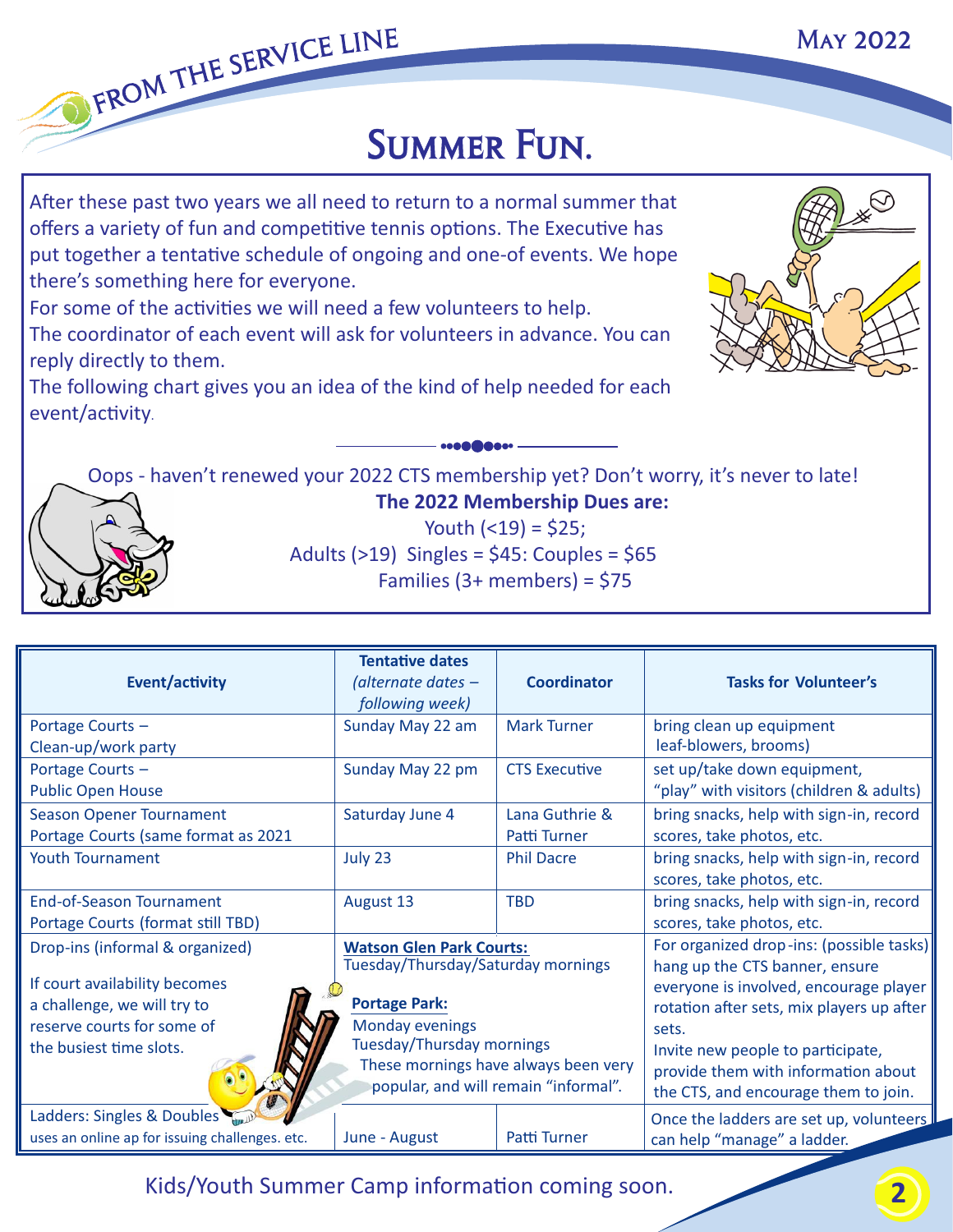# Summer Fun.

After these past two years we all need to return to a normal summer that offers a variety of fun and competitive tennis options. The Executive has put together a tentative schedule of ongoing and one-of events. We hope there's something here for everyone.

For some of the activities we will need a few volunteers to help.

The coordinator of each event will ask for volunteers in advance. You can reply directly to them.

The following chart gives you an idea of the kind of help needed for each event/activity.

Oops - haven't renewed your 2022 CTS membership yet? Don't worry, it's never to late!

**The 2022 Membership Dues are:**

Youth (<19) = $25;

Adults (>19) Singles = $45: Couples = $65

Families (3+ members) = $75

| Event/activity | Tentative dates *(alternate dates – following week)* | Coordinator | Tasks for Volunteer's |
|---|---|---|---|
| Portage Courts – Clean-up/work party | Sunday May 22 am | Mark Turner | bring clean up equipment leaf-blowers, brooms) |
| Portage Courts – Public Open House | Sunday May 22 pm | CTS Executive | set up/take down equipment, "play" with visitors (children & adults) |
| Season Opener Tournament Portage Courts (same format as 2021 | Saturday June 4 | Lana Guthrie & Patti Turner | bring snacks, help with sign-in, record scores, take photos, etc. |
| Youth Tournament | July 23 | Phil Dacre | bring snacks, help with sign-in, record scores, take photos, etc. |
| End-of-Season Tournament Portage Courts (format still TBD) | August 13 | TBD | bring snacks, help with sign-in, record scores, take photos, etc. |
| Drop-ins (informal & organized)<br><br>If court availability becomes a challenge, we will try to reserve courts for some of the busiest time slots. | **Watson Glen Park Courts:** Tuesday/Thursday/Saturday mornings<br><br>**Portage Park:** Monday evenings Tuesday/Thursday mornings These mornings have always been very popular, and will remain "informal". | | For organized drop-ins: (possible tasks) hang up the CTS banner, ensure everyone is involved, encourage player rotation after sets, mix players up after sets.<br>Invite new people to participate, provide them with information about the CTS, and encourage them to join. |
| Ladders: Singles & Doubles uses an online ap for issuing challenges. etc. | June - August | Patti Turner | Once the ladders are set up, volunteers can help "manage" a ladder. |

Kids/Youth Summer Camp information coming soon.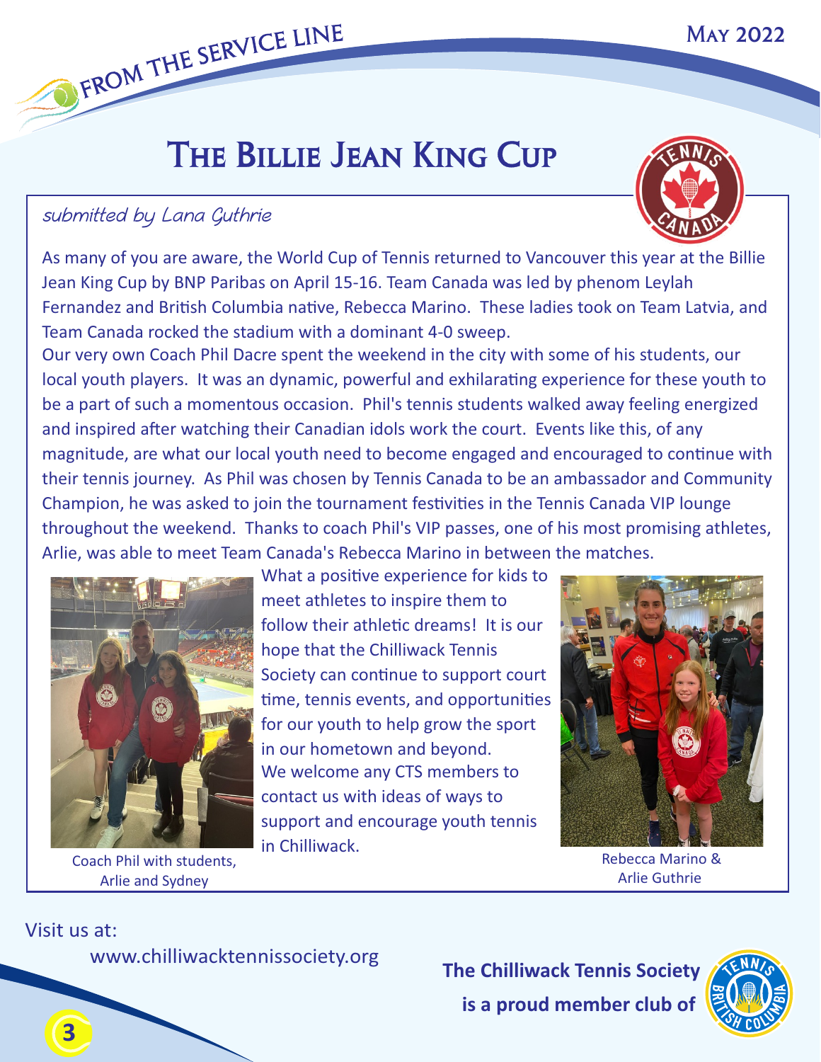# The Billie Jean King Cup

*submitted by Lana Guthrie*

As many of you are aware, the World Cup of Tennis returned to Vancouver this year at the Billie Jean King Cup by BNP Paribas on April 15-16. Team Canada was led by phenom Leylah Fernandez and British Columbia native, Rebecca Marino. These ladies took on Team Latvia, and Team Canada rocked the stadium with a dominant 4-0 sweep.

Our very own Coach Phil Dacre spent the weekend in the city with some of his students, our local youth players. It was an dynamic, powerful and exhilarating experience for these youth to be a part of such a momentous occasion. Phil's tennis students walked away feeling energized and inspired after watching their Canadian idols work the court. Events like this, of any magnitude, are what our local youth need to become engaged and encouraged to continue with their tennis journey. As Phil was chosen by Tennis Canada to be an ambassador and Community Champion, he was asked to join the tournament festivities in the Tennis Canada VIP lounge throughout the weekend. Thanks to coach Phil's VIP passes, one of his most promising athletes, Arlie, was able to meet Team Canada's Rebecca Marino in between the matches.

Coach Phil with students, Arlie and Sydney

What a positive experience for kids to meet athletes to inspire them to follow their athletic dreams! It is our hope that the Chilliwack Tennis Society can continue to support court time, tennis events, and opportunities for our youth to help grow the sport in our hometown and beyond.

We welcome any CTS members to contact us with ideas of ways to support and encourage youth tennis in Chilliwack.

Rebecca Marino & Arlie Guthrie

Visit us at:

www.chilliwacktennissociety.org

**The Chilliwack Tennis Society is a proud member club of**